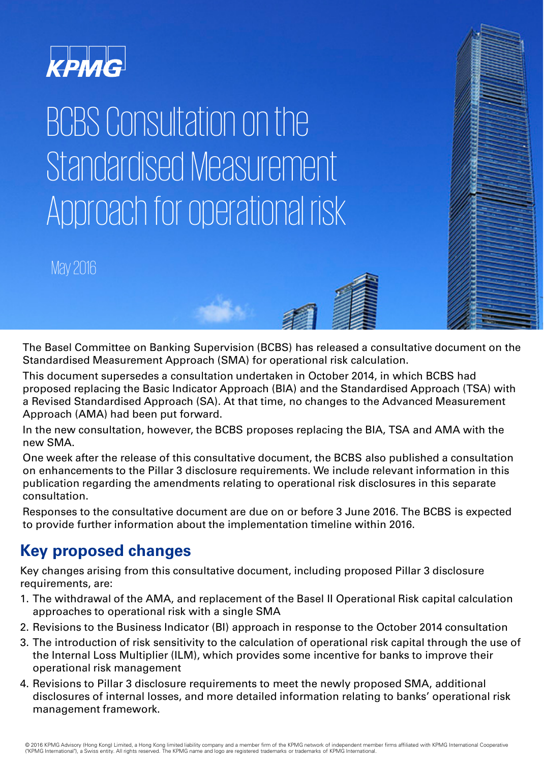KPMG

# BCBS Consultation on the Standardised Measurement Approach for operational risk

May 2016

The Basel Committee on Banking Supervision (BCBS) has released a consultative document on the Standardised Measurement Approach (SMA) for operational risk calculation.

This document supersedes a consultation undertaken in October 2014, in which BCBS had proposed replacing the Basic Indicator Approach (BIA) and the Standardised Approach (TSA) with a Revised Standardised Approach (SA). At that time, no changes to the Advanced Measurement Approach (AMA) had been put forward.

In the new consultation, however, the BCBS proposes replacing the BIA, TSA and AMA with the new SMA.

One week after the release of this consultative document, the BCBS also published a consultation on enhancements to the Pillar 3 disclosure requirements. We include relevant information in this publication regarding the amendments relating to operational risk disclosures in this separate consultation.

Responses to the consultative document are due on or before 3 June 2016. The BCBS is expected to provide further information about the implementation timeline within 2016.

## Key proposed changes

Key changes arising from this consultative document, including proposed Pillar 3 disclosure requirements, are:

1. The withdrawal of the AMA, and replacement of the Basel II Operational Risk capital calculation approaches to operational risk with a single SMA
2. Revisions to the Business Indicator (BI) approach in response to the October 2014 consultation
3. The introduction of risk sensitivity to the calculation of operational risk capital through the use of the Internal Loss Multiplier (ILM), which provides some incentive for banks to improve their operational risk management
4. Revisions to Pillar 3 disclosure requirements to meet the newly proposed SMA, additional disclosures of internal losses, and more detailed information relating to banks' operational risk management framework.

© 2016 KPMG Advisory (Hong Kong) Limited, a Hong Kong limited liability company and a member firm of the KPMG network of independent member firms affiliated with KPMG International Cooperative ("KPMG International"), a Swiss entity. All rights reserved. The KPMG name and logo are registered trademarks or trademarks of KPMG International.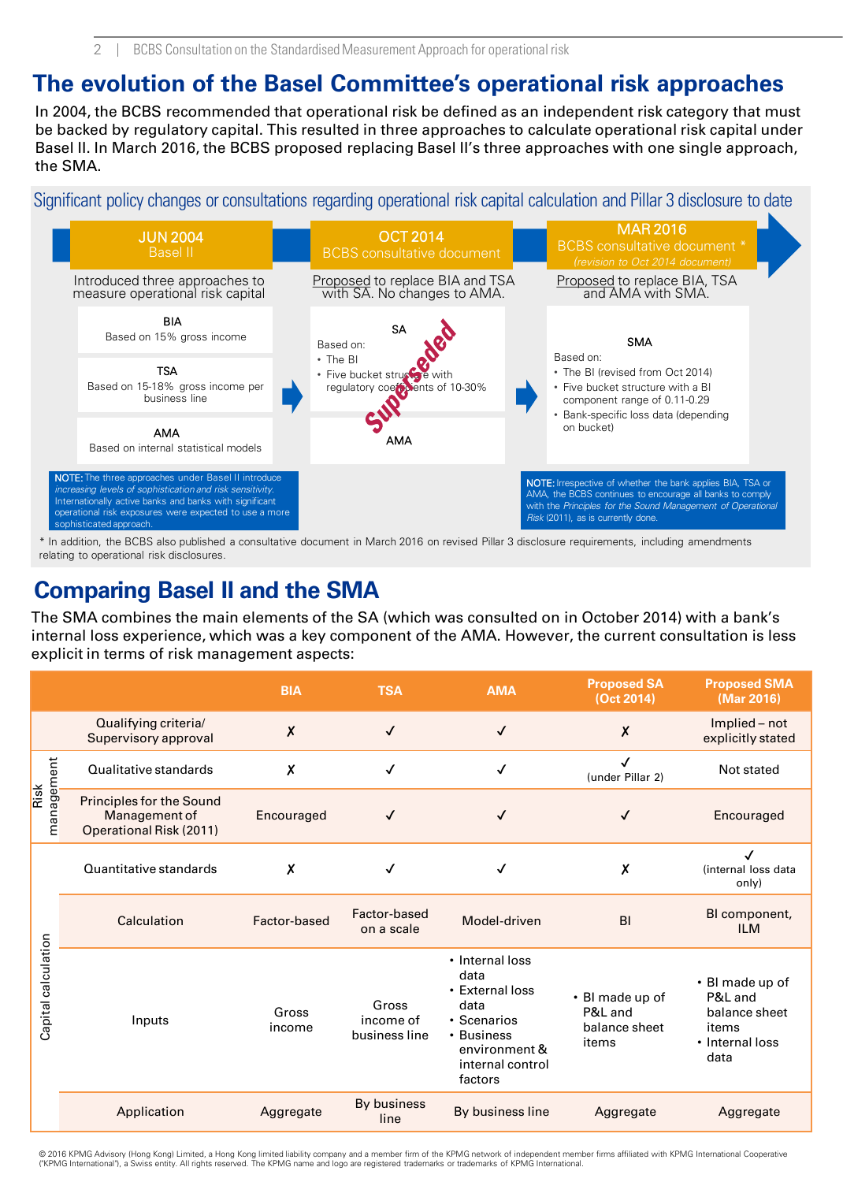# The evolution of the Basel Committee's operational risk approaches

In 2004, the BCBS recommended that operational risk be defined as an independent risk category that must be backed by regulatory capital. This resulted in three approaches to calculate operational risk capital under Basel II. In March 2016, the BCBS proposed replacing Basel II's three approaches with one single approach, the SMA.

## Significant policy changes or consultations regarding operational risk capital calculation and Pillar 3 disclosure to date

**JUN 2004**
Basel II

Introduced three approaches to measure operational risk capital

**BIA**
Based on 15% gross income

**TSA**
Based on 15-18% gross income per business line

**AMA**
Based on internal statistical models

**NOTE:** The three approaches under Basel II introduce *increasing levels of sophistication and risk sensitivity*. Internationally active banks and banks with significant operational risk exposures were expected to use a more sophisticated approach.

**OCT 2014**
BCBS consultative document

Proposed to replace BIA and TSA with SA. No changes to AMA.

**SA** (Superseded)
Based on:
- The BI
- Five bucket structure with regulatory coefficients of 10-30%

**AMA**

**MAR 2016**
BCBS consultative document *
*(revision to Oct 2014 document)*

Proposed to replace BIA, TSA and AMA with SMA.

**SMA**
Based on:
- The BI (revised from Oct 2014)
- Five bucket structure with a BI component range of 0.11-0.29
- Bank-specific loss data (depending on bucket)

**NOTE:** Irrespective of whether the bank applies BIA, TSA or AMA, the BCBS continues to encourage all banks to comply with the *Principles for the Sound Management of Operational Risk* (2011), as is currently done.

\* In addition, the BCBS also published a consultative document in March 2016 on revised Pillar 3 disclosure requirements, including amendments relating to operational risk disclosures.

# Comparing Basel II and the SMA

The SMA combines the main elements of the SA (which was consulted on in October 2014) with a bank's internal loss experience, which was a key component of the AMA. However, the current consultation is less explicit in terms of risk management aspects:

| | | BIA | TSA | AMA | Proposed SA (Oct 2014) | Proposed SMA (Mar 2016) |
|---|---|---|---|---|---|---|
| | Qualifying criteria/ Supervisory approval | ✗ | ✓ | ✓ | ✗ | Implied – not explicitly stated |
| Risk management | Qualitative standards | ✗ | ✓ | ✓ | ✓ (under Pillar 2) | Not stated |
| Risk management | Principles for the Sound Management of Operational Risk (2011) | Encouraged | ✓ | ✓ | ✓ | Encouraged |
| Capital calculation | Quantitative standards | ✗ | ✓ | ✓ | ✗ | ✓ (internal loss data only) |
| Capital calculation | Calculation | Factor-based | Factor-based on a scale | Model-driven | BI | BI component, ILM |
| Capital calculation | Inputs | Gross income | Gross income of business line | • Internal loss data<br>• External loss data<br>• Scenarios<br>• Business environment & internal control factors | • BI made up of P&L and balance sheet items | • BI made up of P&L and balance sheet items<br>• Internal loss data |
| Capital calculation | Application | Aggregate | By business line | By business line | Aggregate | Aggregate |

© 2016 KPMG Advisory (Hong Kong) Limited, a Hong Kong limited liability company and a member firm of the KPMG network of independent member firms affiliated with KPMG International Cooperative ("KPMG International"), a Swiss entity. All rights reserved. The KPMG name and logo are registered trademarks or trademarks of KPMG International.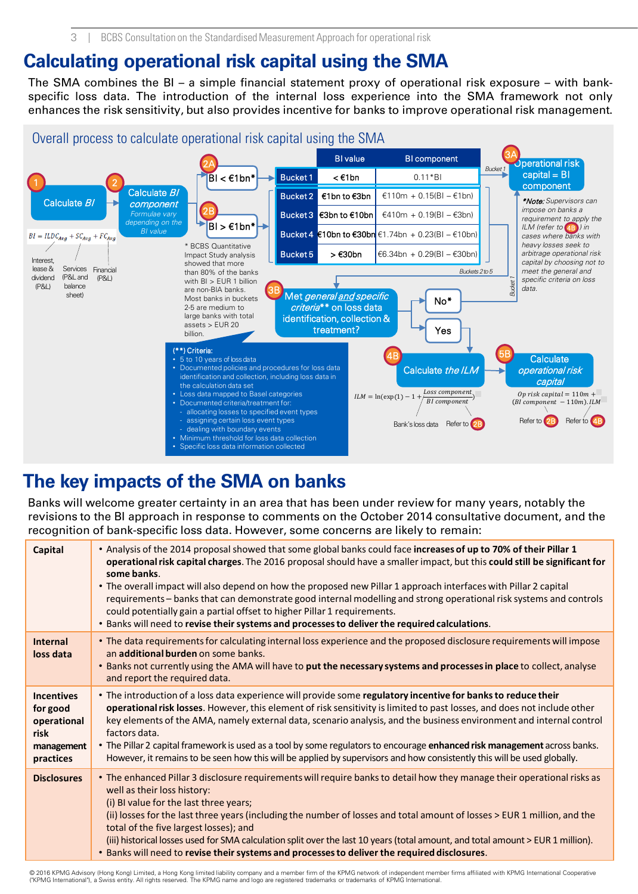# Calculating operational risk capital using the SMA

The SMA combines the BI – a simple financial statement proxy of operational risk exposure – with bank-specific loss data. The introduction of the internal loss experience into the SMA framework not only enhances the risk sensitivity, but also provides incentive for banks to improve operational risk management.

## Overall process to calculate operational risk capital using the SMA

**1** Calculate *BI*

$BI = ILDC_{Avg} + SC_{Avg} + FC_{Avg}$

- Interest, lease & dividend (P&L)
- Services (P&L and balance sheet)
- Financial (P&L)

**2** Calculate *BI component*

*Formulae vary depending on the BI value*

**2A** BI < €1bn*

**2B** BI > €1bn*

| | BI value | BI component |
|---|---|---|
| Bucket 1 | < €1bn | 0.11*BI |
| Bucket 2 | €1bn to €3bn | €110m + 0.15(BI – €1bn) |
| Bucket 3 | €3bn to €10bn | €410m + 0.19(BI – €3bn) |
| Bucket 4 | €10bn to €30bn | €1.74bn + 0.23(BI – €10bn) |
| Bucket 5 | > €30bn | €6.34bn + 0.29(BI – €30bn) |

\* BCBS Quantitative Impact Study analysis showed that more than 80% of the banks with BI > EUR 1 billion are non-BIA banks. Most banks in buckets 2-5 are medium to large banks with total assets > EUR 20 billion.

**3A** Operational risk capital = BI component (Bucket 1)

*\*Note:* Supervisors can impose on banks a requirement to apply the ILM (refer to 4B) in cases where banks with heavy losses seek to arbitrage operational risk capital by choosing not to meet the general and specific criteria on loss data.

**3B** Met *general and specific criteria*\*\* on loss data identification, collection & treatment? (Buckets 2 to 5)

- No* → Bucket 1
- Yes → 4B

(\*\*) Criteria:

- 5 to 10 years of loss data
- Documented policies and procedures for loss data identification and collection, including loss data in the calculation data set
- Loss data mapped to Basel categories
- Documented criteria/treatment for:
  - allocating losses to specified event types
  - assigning certain loss event types
  - dealing with boundary events
- Minimum threshold for loss data collection
- Specific loss data information collected

**4B** Calculate *the ILM*

$$ILM = \ln(\exp(1) - 1 + \frac{\text{Loss component}}{\text{BI component}})$$

Bank's loss data; Refer to 2B

**5B** Calculate *operational risk capital*

$$\text{Op risk capital} = 110m + (\text{BI component} - 110m).ILM$$

Refer to 2B; Refer to 4B

# The key impacts of the SMA on banks

Banks will welcome greater certainty in an area that has been under review for many years, notably the revisions to the BI approach in response to comments on the October 2014 consultative document, and the recognition of bank-specific loss data. However, some concerns are likely to remain:

| | |
|---|---|
| **Capital** | • Analysis of the 2014 proposal showed that some global banks could face **increases of up to 70% of their Pillar 1 operational risk capital charges**. The 2016 proposal should have a smaller impact, but this **could still be significant for some banks**.<br>• The overall impact will also depend on how the proposed new Pillar 1 approach interfaces with Pillar 2 capital requirements – banks that can demonstrate good internal modelling and strong operational risk systems and controls could potentially gain a partial offset to higher Pillar 1 requirements.<br>• Banks will need to **revise their systems and processes to deliver the required calculations**. |
| **Internal loss data** | • The data requirements for calculating internal loss experience and the proposed disclosure requirements will impose an **additional burden** on some banks.<br>• Banks not currently using the AMA will have to **put the necessary systems and processes in place** to collect, analyse and report the required data. |
| **Incentives for good operational risk management practices** | • The introduction of a loss data experience will provide some **regulatory incentive for banks to reduce their operational risk losses**. However, this element of risk sensitivity is limited to past losses, and does not include other key elements of the AMA, namely external data, scenario analysis, and the business environment and internal control factors data.<br>• The Pillar 2 capital framework is used as a tool by some regulators to encourage **enhanced risk management** across banks. However, it remains to be seen how this will be applied by supervisors and how consistently this will be used globally. |
| **Disclosures** | • The enhanced Pillar 3 disclosure requirements will require banks to detail how they manage their operational risks as well as their loss history:<br>(i) BI value for the last three years;<br>(ii) losses for the last three years (including the number of losses and total amount of losses > EUR 1 million, and the total of the five largest losses); and<br>(iii) historical losses used for SMA calculation split over the last 10 years (total amount, and total amount > EUR 1 million).<br>• Banks will need to **revise their systems and processes to deliver the required disclosures**. |

© 2016 KPMG Advisory (Hong Kong) Limited, a Hong Kong limited liability company and a member firm of the KPMG network of independent member firms affiliated with KPMG International Cooperative ("KPMG International"), a Swiss entity. All rights reserved. The KPMG name and logo are registered trademarks or trademarks of KPMG International.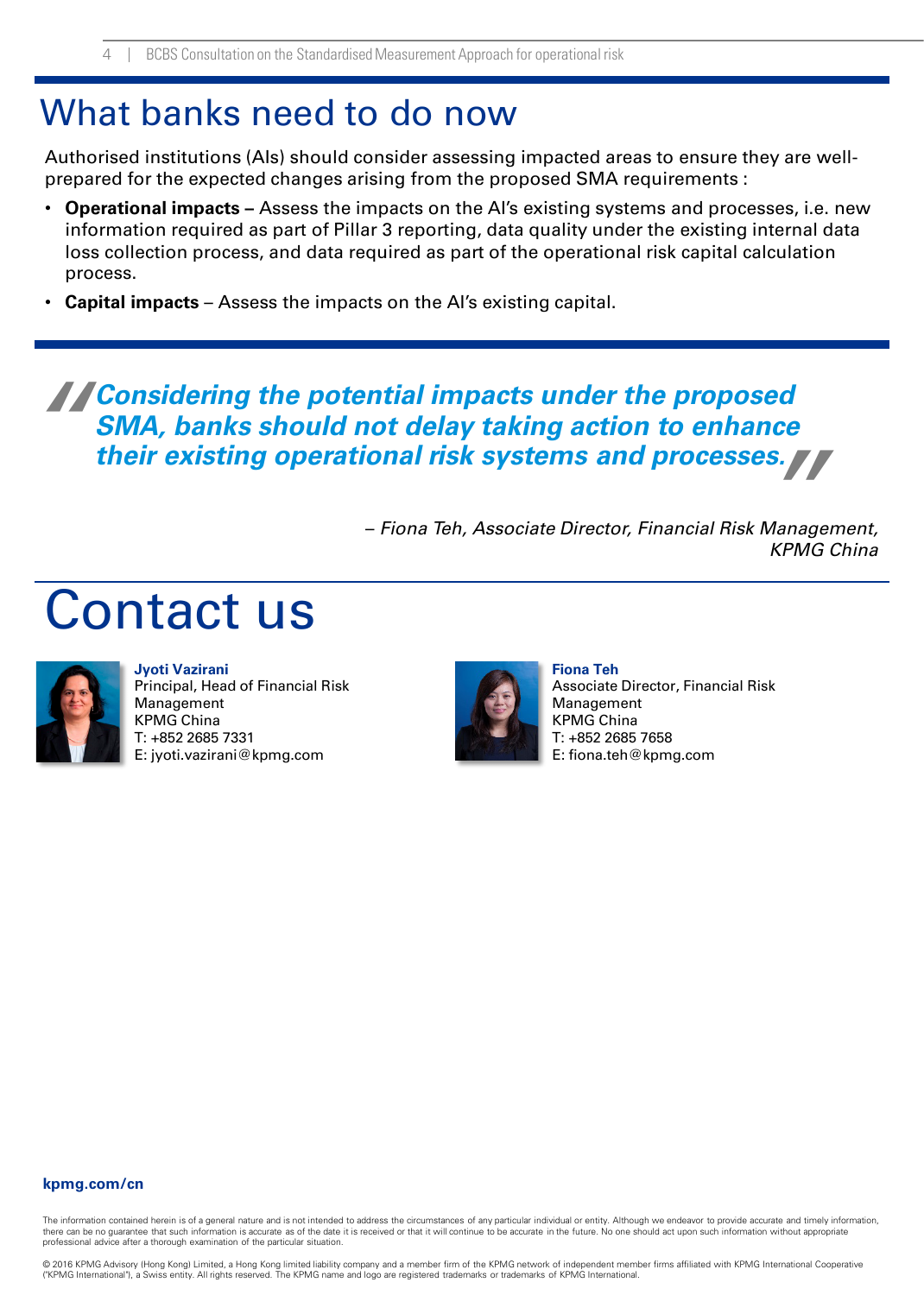# What banks need to do now

Authorised institutions (AIs) should consider assessing impacted areas to ensure they are well-prepared for the expected changes arising from the proposed SMA requirements :

- **Operational impacts –** Assess the impacts on the AI's existing systems and processes, i.e. new information required as part of Pillar 3 reporting, data quality under the existing internal data loss collection process, and data required as part of the operational risk capital calculation process.
- **Capital impacts** – Assess the impacts on the AI's existing capital.

> ***"Considering the potential impacts under the proposed SMA, banks should not delay taking action to enhance their existing operational risk systems and processes."***
>
> *– Fiona Teh, Associate Director, Financial Risk Management, KPMG China*

# Contact us

**Jyoti Vazirani**
Principal, Head of Financial Risk Management
KPMG China
T: +852 2685 7331
E: jyoti.vazirani@kpmg.com

**Fiona Teh**
Associate Director, Financial Risk Management
KPMG China
T: +852 2685 7658
E: fiona.teh@kpmg.com

**kpmg.com/cn**

The information contained herein is of a general nature and is not intended to address the circumstances of any particular individual or entity. Although we endeavor to provide accurate and timely information, there can be no guarantee that such information is accurate as of the date it is received or that it will continue to be accurate in the future. No one should act upon such information without appropriate professional advice after a thorough examination of the particular situation.

© 2016 KPMG Advisory (Hong Kong) Limited, a Hong Kong limited liability company and a member firm of the KPMG network of independent member firms affiliated with KPMG International Cooperative ("KPMG International"), a Swiss entity. All rights reserved. The KPMG name and logo are registered trademarks or trademarks of KPMG International.